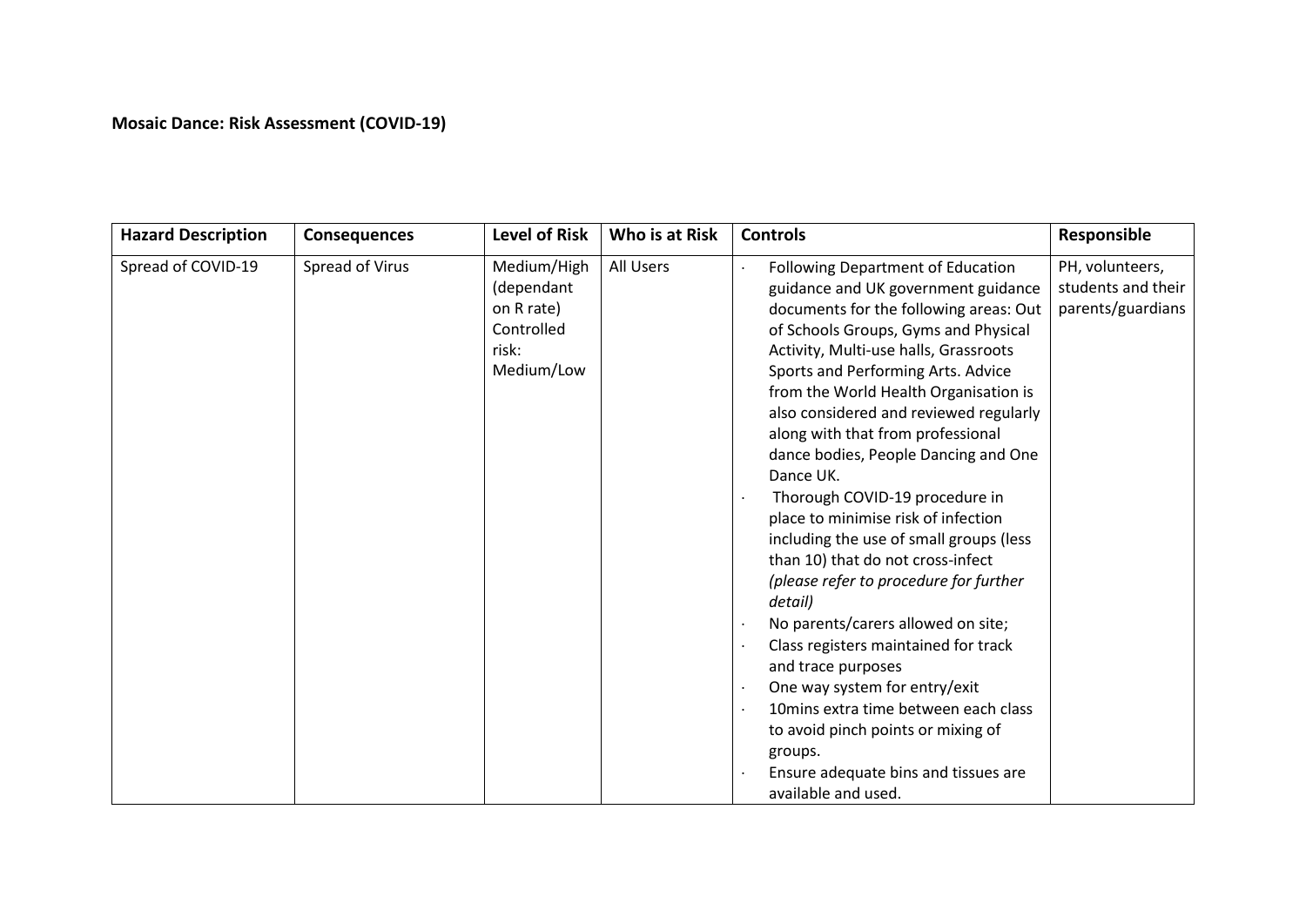**Mosaic Dance: Risk Assessment (COVID-19)**

| Hazard Description | Consequences | Level of Risk | Who is at Risk | Controls | Responsible |
|---|---|---|---|---|---|
| Spread of COVID-19 | Spread of Virus | Medium/High (dependant on R rate) Controlled risk: Medium/Low | All Users | · Following Department of Education guidance and UK government guidance documents for the following areas: Out of Schools Groups, Gyms and Physical Activity, Multi-use halls, Grassroots Sports and Performing Arts. Advice from the World Health Organisation is also considered and reviewed regularly along with that from professional dance bodies, People Dancing and One Dance UK.<br>· Thorough COVID-19 procedure in place to minimise risk of infection including the use of small groups (less than 10) that do not cross-infect *(please refer to procedure for further detail)*<br>· No parents/carers allowed on site;<br>· Class registers maintained for track and trace purposes<br>· One way system for entry/exit<br>· 10mins extra time between each class to avoid pinch points or mixing of groups.<br>· Ensure adequate bins and tissues are available and used. | PH, volunteers, students and their parents/guardians |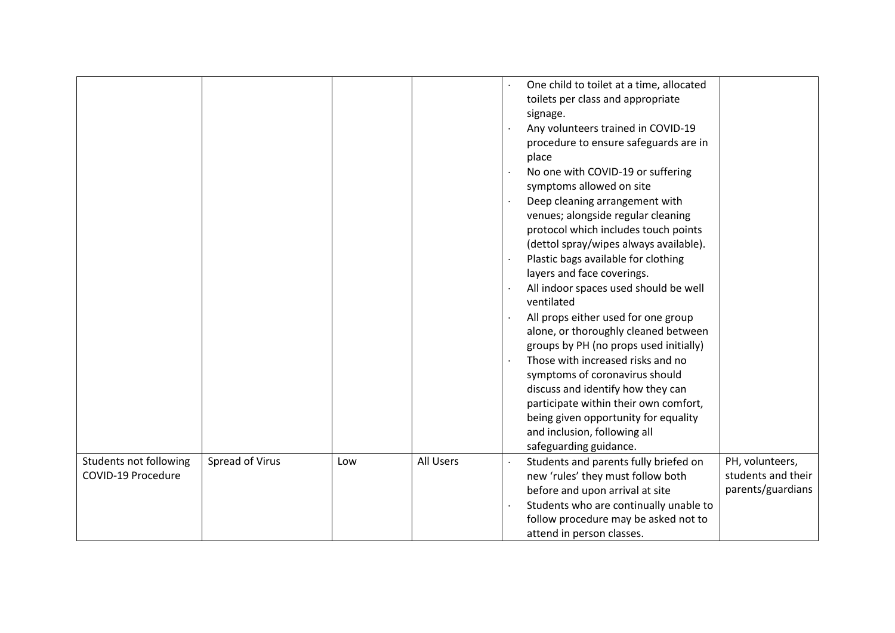| | | | | | |
|---|---|---|---|---|---|
| | | | | · One child to toilet at a time, allocated toilets per class and appropriate signage.<br>· Any volunteers trained in COVID-19 procedure to ensure safeguards are in place<br>· No one with COVID-19 or suffering symptoms allowed on site<br>· Deep cleaning arrangement with venues; alongside regular cleaning protocol which includes touch points (dettol spray/wipes always available).<br>· Plastic bags available for clothing layers and face coverings.<br>· All indoor spaces used should be well ventilated<br>· All props either used for one group alone, or thoroughly cleaned between groups by PH (no props used initially)<br>· Those with increased risks and no symptoms of coronavirus should discuss and identify how they can participate within their own comfort, being given opportunity for equality and inclusion, following all safeguarding guidance. | |
| Students not following COVID-19 Procedure | Spread of Virus | Low | All Users | · Students and parents fully briefed on new 'rules' they must follow both before and upon arrival at site<br>· Students who are continually unable to follow procedure may be asked not to attend in person classes. | PH, volunteers, students and their parents/guardians |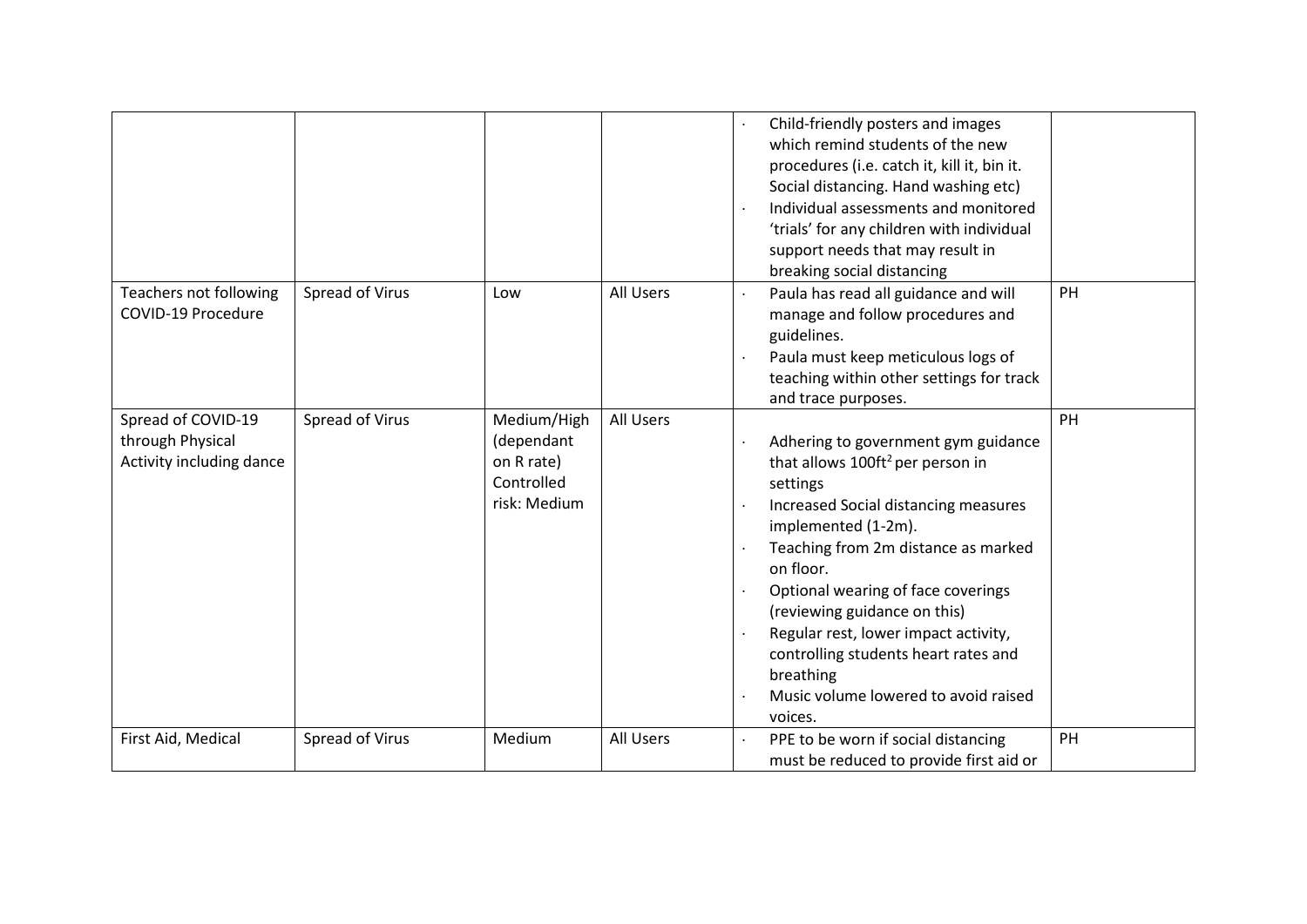| | | | | | |
|---|---|---|---|---|---|
| | | | | · Child-friendly posters and images which remind students of the new procedures (i.e. catch it, kill it, bin it. Social distancing. Hand washing etc)<br>· Individual assessments and monitored 'trials' for any children with individual support needs that may result in breaking social distancing | |
| Teachers not following COVID-19 Procedure | Spread of Virus | Low | All Users | · Paula has read all guidance and will manage and follow procedures and guidelines.<br>· Paula must keep meticulous logs of teaching within other settings for track and trace purposes. | PH |
| Spread of COVID-19 through Physical Activity including dance | Spread of Virus | Medium/High (dependant on R rate) Controlled risk: Medium | All Users | · Adhering to government gym guidance that allows $100ft^2$ per person in settings<br>· Increased Social distancing measures implemented (1-2m).<br>· Teaching from 2m distance as marked on floor.<br>· Optional wearing of face coverings (reviewing guidance on this)<br>· Regular rest, lower impact activity, controlling students heart rates and breathing<br>· Music volume lowered to avoid raised voices. | PH |
| First Aid, Medical | Spread of Virus | Medium | All Users | · PPE to be worn if social distancing must be reduced to provide first aid or | PH |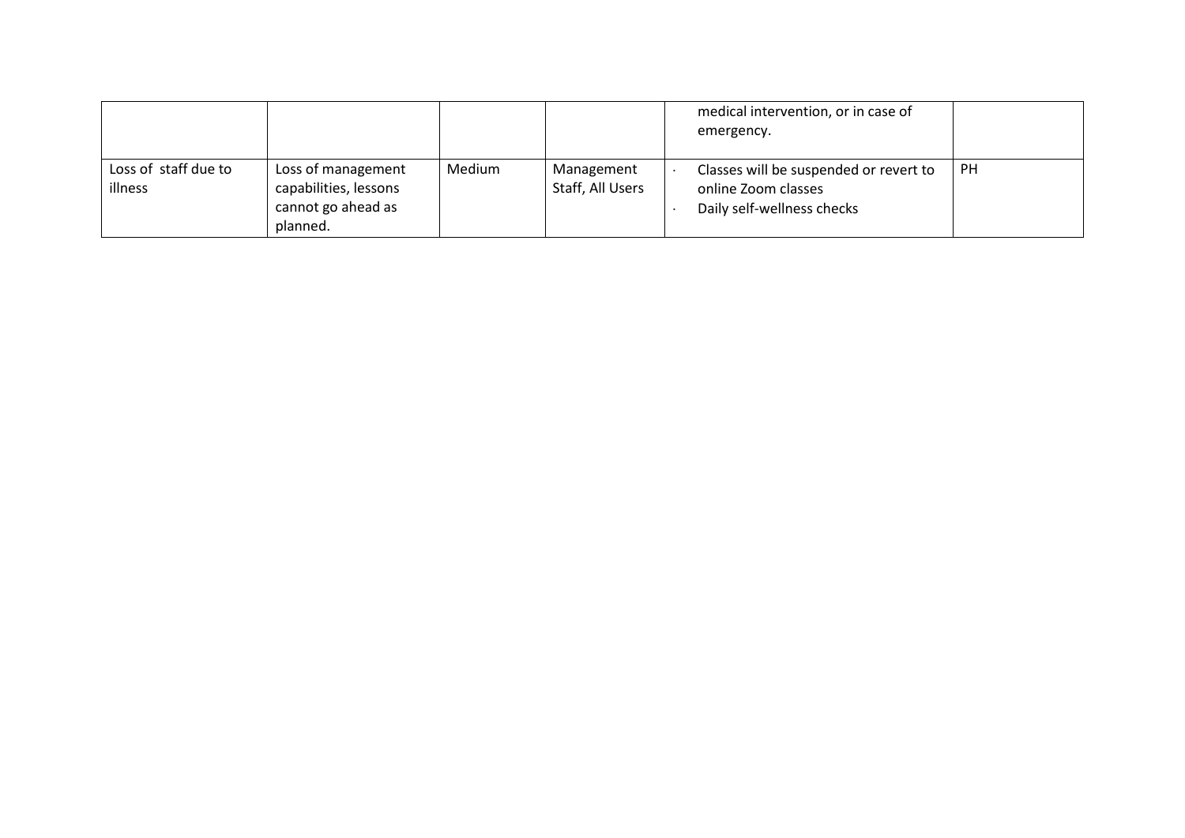| | | | | | |
|---|---|---|---|---|---|
| | | | | medical intervention, or in case of emergency. | |
| Loss of staff due to illness | Loss of management capabilities, lessons cannot go ahead as planned. | Medium | Management Staff, All Users | · Classes will be suspended or revert to online Zoom classes<br>· Daily self-wellness checks | PH |